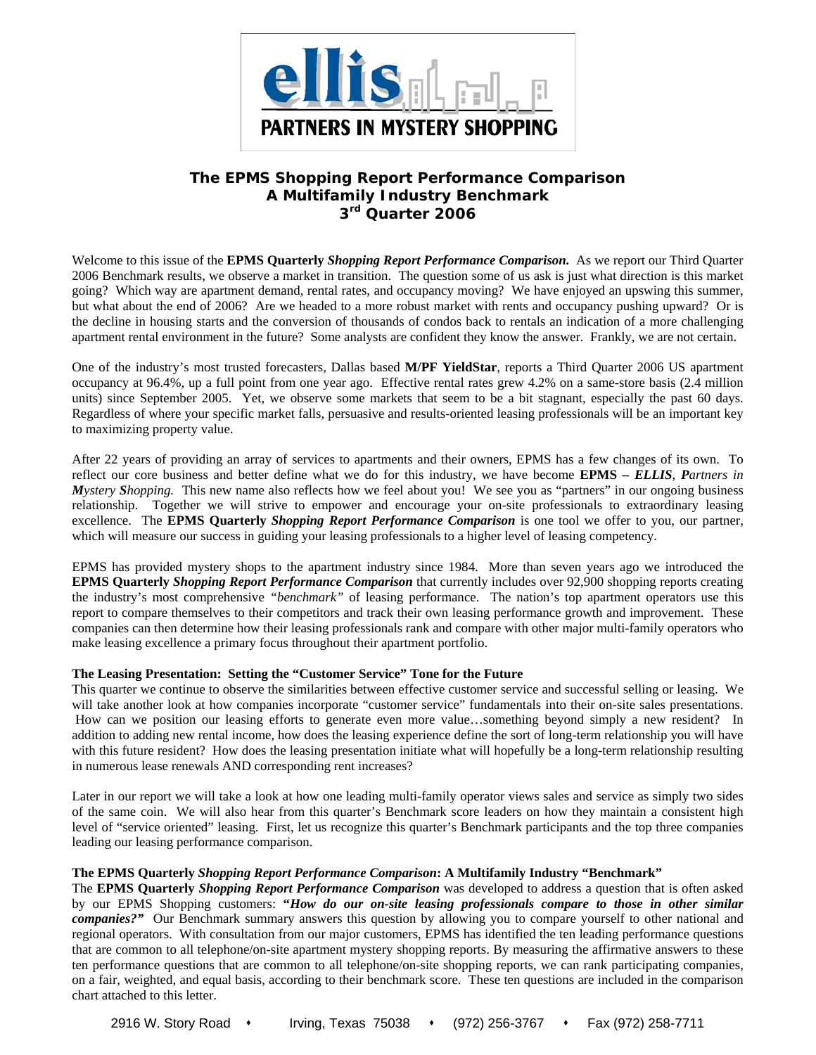ellis PARTNERS IN MYSTERY SHOPPING

# The EPMS Shopping Report Performance Comparison
## A Multifamily Industry Benchmark
## 3rd Quarter 2006

Welcome to this issue of the **EPMS Quarterly** ***Shopping Report Performance Comparison.*** As we report our Third Quarter 2006 Benchmark results, we observe a market in transition. The question some of us ask is just what direction is this market going? Which way are apartment demand, rental rates, and occupancy moving? We have enjoyed an upswing this summer, but what about the end of 2006? Are we headed to a more robust market with rents and occupancy pushing upward? Or is the decline in housing starts and the conversion of thousands of condos back to rentals an indication of a more challenging apartment rental environment in the future? Some analysts are confident they know the answer. Frankly, we are not certain.

One of the industry's most trusted forecasters, Dallas based **M/PF YieldStar**, reports a Third Quarter 2006 US apartment occupancy at 96.4%, up a full point from one year ago. Effective rental rates grew 4.2% on a same-store basis (2.4 million units) since September 2005. Yet, we observe some markets that seem to be a bit stagnant, especially the past 60 days. Regardless of where your specific market falls, persuasive and results-oriented leasing professionals will be an important key to maximizing property value.

After 22 years of providing an array of services to apartments and their owners, EPMS has a few changes of its own. To reflect our core business and better define what we do for this industry, we have become **EPMS –** ***ELLIS, Partners in Mystery Shopping.*** This new name also reflects how we feel about you! We see you as "partners" in our ongoing business relationship. Together we will strive to empower and encourage your on-site professionals to extraordinary leasing excellence. The **EPMS Quarterly** ***Shopping Report Performance Comparison*** is one tool we offer to you, our partner, which will measure our success in guiding your leasing professionals to a higher level of leasing competency.

EPMS has provided mystery shops to the apartment industry since 1984. More than seven years ago we introduced the **EPMS Quarterly** ***Shopping Report Performance Comparison*** that currently includes over 92,900 shopping reports creating the industry's most comprehensive *"benchmark"* of leasing performance. The nation's top apartment operators use this report to compare themselves to their competitors and track their own leasing performance growth and improvement. These companies can then determine how their leasing professionals rank and compare with other major multi-family operators who make leasing excellence a primary focus throughout their apartment portfolio.

**The Leasing Presentation: Setting the "Customer Service" Tone for the Future**
This quarter we continue to observe the similarities between effective customer service and successful selling or leasing. We will take another look at how companies incorporate "customer service" fundamentals into their on-site sales presentations. How can we position our leasing efforts to generate even more value…something beyond simply a new resident? In addition to adding new rental income, how does the leasing experience define the sort of long-term relationship you will have with this future resident? How does the leasing presentation initiate what will hopefully be a long-term relationship resulting in numerous lease renewals AND corresponding rent increases?

Later in our report we will take a look at how one leading multi-family operator views sales and service as simply two sides of the same coin. We will also hear from this quarter's Benchmark score leaders on how they maintain a consistent high level of "service oriented" leasing. First, let us recognize this quarter's Benchmark participants and the top three companies leading our leasing performance comparison.

**The EPMS Quarterly** ***Shopping Report Performance Comparison*****: A Multifamily Industry "Benchmark"**
The **EPMS Quarterly** ***Shopping Report Performance Comparison*** was developed to address a question that is often asked by our EPMS Shopping customers: ***"How do our on-site leasing professionals compare to those in other similar companies?"*** Our Benchmark summary answers this question by allowing you to compare yourself to other national and regional operators. With consultation from our major customers, EPMS has identified the ten leading performance questions that are common to all telephone/on-site apartment mystery shopping reports. By measuring the affirmative answers to these ten performance questions that are common to all telephone/on-site shopping reports, we can rank participating companies, on a fair, weighted, and equal basis, according to their benchmark score. These ten questions are included in the comparison chart attached to this letter.

2916 W. Story Road • Irving, Texas 75038 • (972) 256-3767 • Fax (972) 258-7711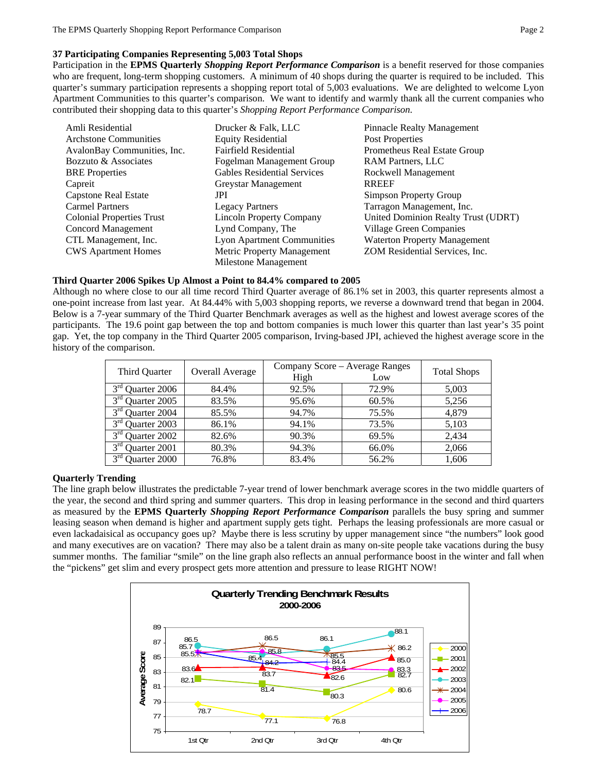### 37 Participating Companies Representing 5,003 Total Shops

Participation in the **EPMS Quarterly** ***Shopping Report Performance Comparison*** is a benefit reserved for those companies who are frequent, long-term shopping customers. A minimum of 40 shops during the quarter is required to be included. This quarter's summary participation represents a shopping report total of 5,003 evaluations. We are delighted to welcome Lyon Apartment Communities to this quarter's comparison. We want to identify and warmly thank all the current companies who contributed their shopping data to this quarter's *Shopping Report Performance Comparison*.

Amli Residential
Archstone Communities
AvalonBay Communities, Inc.
Bozzuto & Associates
BRE Properties
Capreit
Capstone Real Estate
Carmel Partners
Colonial Properties Trust
Concord Management
CTL Management, Inc.
CWS Apartment Homes
Drucker & Falk, LLC
Equity Residential
Fairfield Residential
Fogelman Management Group
Gables Residential Services
Greystar Management
JPI
Legacy Partners
Lincoln Property Company
Lynd Company, The
Lyon Apartment Communities
Metric Property Management
Milestone Management
Pinnacle Realty Management
Post Properties
Prometheus Real Estate Group
RAM Partners, LLC
Rockwell Management
RREEF
Simpson Property Group
Tarragon Management, Inc.
United Dominion Realty Trust (UDRT)
Village Green Companies
Waterton Property Management
ZOM Residential Services, Inc.

### Third Quarter 2006 Spikes Up Almost a Point to 84.4% compared to 2005

Although no where close to our all time record Third Quarter average of 86.1% set in 2003, this quarter represents almost a one-point increase from last year. At 84.44% with 5,003 shopping reports, we reverse a downward trend that began in 2004. Below is a 7-year summary of the Third Quarter Benchmark averages as well as the highest and lowest average scores of the participants. The 19.6 point gap between the top and bottom companies is much lower this quarter than last year's 35 point gap. Yet, the top company in the Third Quarter 2005 comparison, Irving-based JPI, achieved the highest average score in the history of the comparison.

| Third Quarter | Overall Average | Company Score – Average Ranges | | Total Shops |
|---|---|---|---|---|
| | | High | Low | |
| 3rd Quarter 2006 | 84.4% | 92.5% | 72.9% | 5,003 |
| 3rd Quarter 2005 | 83.5% | 95.6% | 60.5% | 5,256 |
| 3rd Quarter 2004 | 85.5% | 94.7% | 75.5% | 4,879 |
| 3rd Quarter 2003 | 86.1% | 94.1% | 73.5% | 5,103 |
| 3rd Quarter 2002 | 82.6% | 90.3% | 69.5% | 2,434 |
| 3rd Quarter 2001 | 80.3% | 94.3% | 66.0% | 2,066 |
| 3rd Quarter 2000 | 76.8% | 83.4% | 56.2% | 1,606 |

### Quarterly Trending

The line graph below illustrates the predictable 7-year trend of lower benchmark average scores in the two middle quarters of the year, the second and third spring and summer quarters. This drop in leasing performance in the second and third quarters as measured by the **EPMS Quarterly** ***Shopping Report Performance Comparison*** parallels the busy spring and summer leasing season when demand is higher and apartment supply gets tight. Perhaps the leasing professionals are more casual or even lackadaisical as occupancy goes up? Maybe there is less scrutiny by upper management since "the numbers" look good and many executives are on vacation? There may also be a talent drain as many on-site people take vacations during the busy summer months. The familiar "smile" on the line graph also reflects an annual performance boost in the winter and fall when the "pickens" get slim and every prospect gets more attention and pressure to lease RIGHT NOW!

**Quarterly Trending Benchmark Results 2000-2006**

| Year | 1st Qtr | 2nd Qtr | 3rd Qtr | 4th Qtr |
|---|---|---|---|---|
| 2000 | 78.7 | 77.1 | 76.8 | 80.6 |
| 2001 | 82.1 | 81.4 | 80.3 | 82.7 |
| 2002 | 83.6 | 83.7 | 82.6 | 85.0 |
| 2003 | 86.5 | 85.4 | 86.1 | 88.1 |
| 2004 | 85.5 | 86.5 | 85.5 | 86.2 |
| 2005 | 85.7 | 85.8 | 83.5 | 83.3 |
| 2006 | 85.5 | 84.2 | 84.4 | |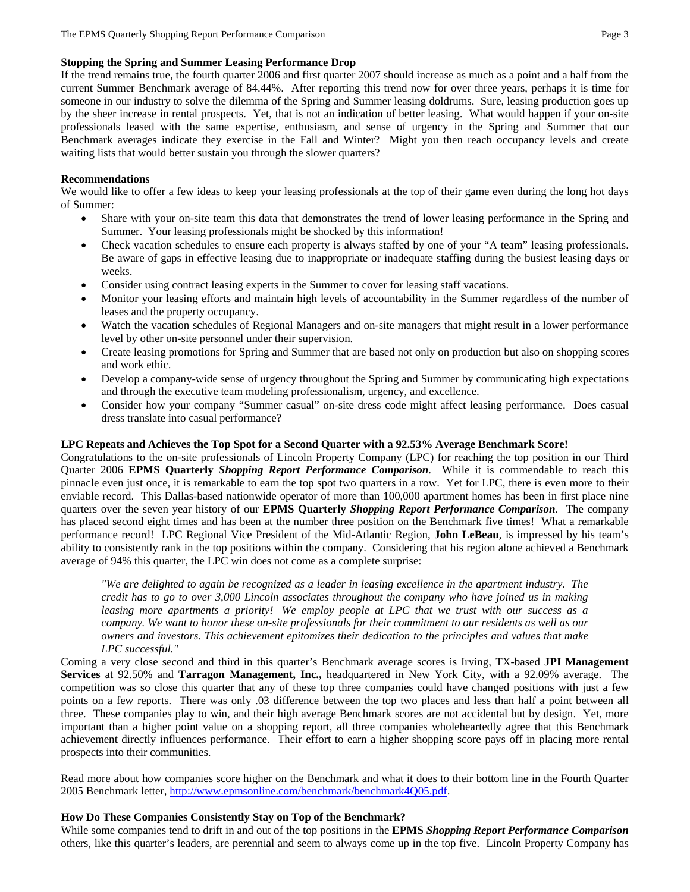**Stopping the Spring and Summer Leasing Performance Drop**

If the trend remains true, the fourth quarter 2006 and first quarter 2007 should increase as much as a point and a half from the current Summer Benchmark average of 84.44%. After reporting this trend now for over three years, perhaps it is time for someone in our industry to solve the dilemma of the Spring and Summer leasing doldrums. Sure, leasing production goes up by the sheer increase in rental prospects. Yet, that is not an indication of better leasing. What would happen if your on-site professionals leased with the same expertise, enthusiasm, and sense of urgency in the Spring and Summer that our Benchmark averages indicate they exercise in the Fall and Winter? Might you then reach occupancy levels and create waiting lists that would better sustain you through the slower quarters?

**Recommendations**

We would like to offer a few ideas to keep your leasing professionals at the top of their game even during the long hot days of Summer:

- Share with your on-site team this data that demonstrates the trend of lower leasing performance in the Spring and Summer. Your leasing professionals might be shocked by this information!
- Check vacation schedules to ensure each property is always staffed by one of your "A team" leasing professionals. Be aware of gaps in effective leasing due to inappropriate or inadequate staffing during the busiest leasing days or weeks.
- Consider using contract leasing experts in the Summer to cover for leasing staff vacations.
- Monitor your leasing efforts and maintain high levels of accountability in the Summer regardless of the number of leases and the property occupancy.
- Watch the vacation schedules of Regional Managers and on-site managers that might result in a lower performance level by other on-site personnel under their supervision.
- Create leasing promotions for Spring and Summer that are based not only on production but also on shopping scores and work ethic.
- Develop a company-wide sense of urgency throughout the Spring and Summer by communicating high expectations and through the executive team modeling professionalism, urgency, and excellence.
- Consider how your company "Summer casual" on-site dress code might affect leasing performance. Does casual dress translate into casual performance?

**LPC Repeats and Achieves the Top Spot for a Second Quarter with a 92.53% Average Benchmark Score!**

Congratulations to the on-site professionals of Lincoln Property Company (LPC) for reaching the top position in our Third Quarter 2006 **EPMS Quarterly** ***Shopping Report Performance Comparison***. While it is commendable to reach this pinnacle even just once, it is remarkable to earn the top spot two quarters in a row. Yet for LPC, there is even more to their enviable record. This Dallas-based nationwide operator of more than 100,000 apartment homes has been in first place nine quarters over the seven year history of our **EPMS Quarterly** ***Shopping Report Performance Comparison***. The company has placed second eight times and has been at the number three position on the Benchmark five times! What a remarkable performance record! LPC Regional Vice President of the Mid-Atlantic Region, **John LeBeau**, is impressed by his team's ability to consistently rank in the top positions within the company. Considering that his region alone achieved a Benchmark average of 94% this quarter, the LPC win does not come as a complete surprise:

> *"We are delighted to again be recognized as a leader in leasing excellence in the apartment industry. The credit has to go to over 3,000 Lincoln associates throughout the company who have joined us in making leasing more apartments a priority! We employ people at LPC that we trust with our success as a company. We want to honor these on-site professionals for their commitment to our residents as well as our owners and investors. This achievement epitomizes their dedication to the principles and values that make LPC successful."*

Coming a very close second and third in this quarter's Benchmark average scores is Irving, TX-based **JPI Management Services** at 92.50% and **Tarragon Management, Inc.,** headquartered in New York City, with a 92.09% average. The competition was so close this quarter that any of these top three companies could have changed positions with just a few points on a few reports. There was only .03 difference between the top two places and less than half a point between all three. These companies play to win, and their high average Benchmark scores are not accidental but by design. Yet, more important than a higher point value on a shopping report, all three companies wholeheartedly agree that this Benchmark achievement directly influences performance. Their effort to earn a higher shopping score pays off in placing more rental prospects into their communities.

Read more about how companies score higher on the Benchmark and what it does to their bottom line in the Fourth Quarter 2005 Benchmark letter, http://www.epmsonline.com/benchmark/benchmark4Q05.pdf.

**How Do These Companies Consistently Stay on Top of the Benchmark?**

While some companies tend to drift in and out of the top positions in the **EPMS** ***Shopping Report Performance Comparison*** others, like this quarter's leaders, are perennial and seem to always come up in the top five. Lincoln Property Company has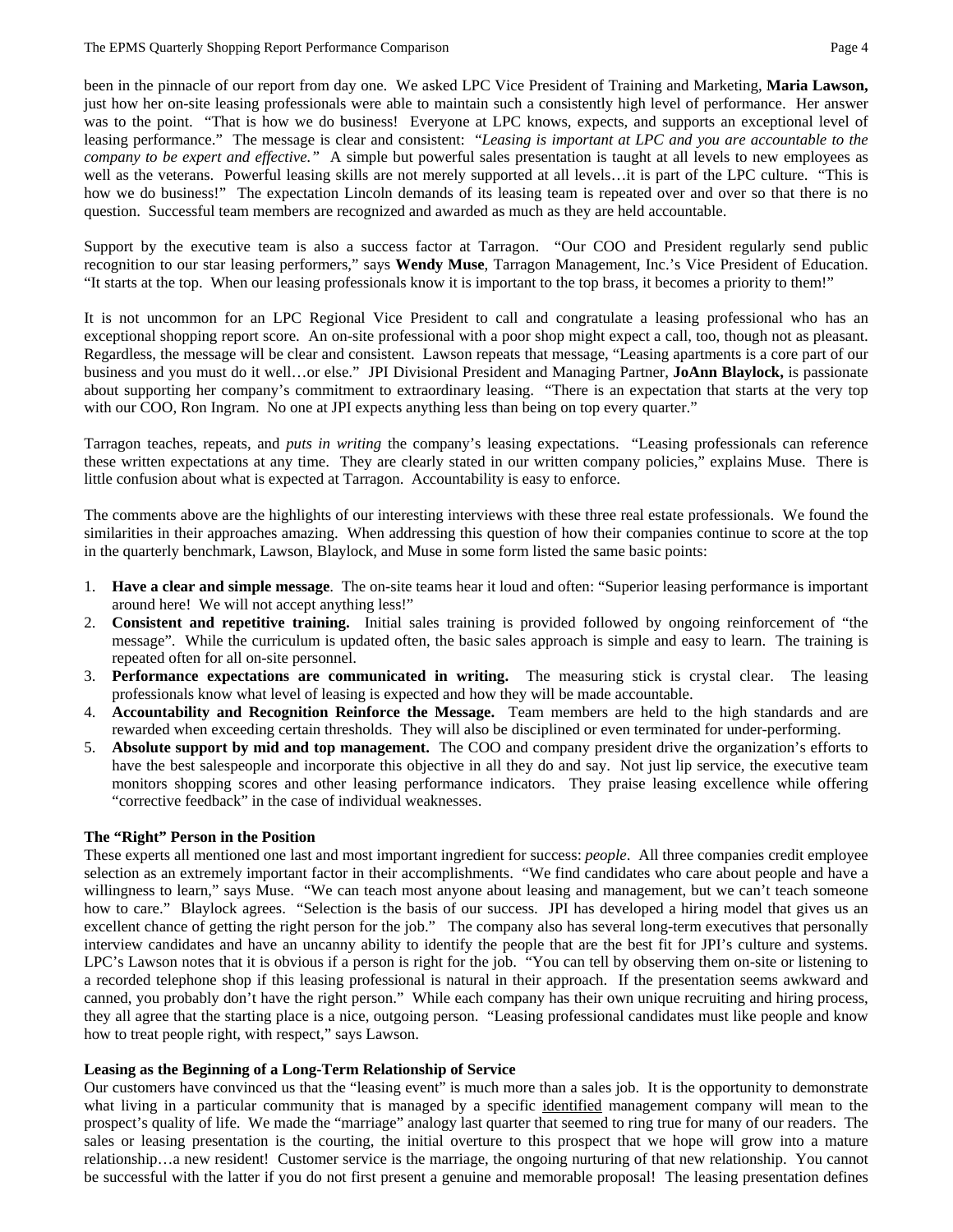been in the pinnacle of our report from day one. We asked LPC Vice President of Training and Marketing, **Maria Lawson,** just how her on-site leasing professionals were able to maintain such a consistently high level of performance. Her answer was to the point. "That is how we do business! Everyone at LPC knows, expects, and supports an exceptional level of leasing performance." The message is clear and consistent: *"Leasing is important at LPC and you are accountable to the company to be expert and effective."* A simple but powerful sales presentation is taught at all levels to new employees as well as the veterans. Powerful leasing skills are not merely supported at all levels…it is part of the LPC culture. "This is how we do business!" The expectation Lincoln demands of its leasing team is repeated over and over so that there is no question. Successful team members are recognized and awarded as much as they are held accountable.

Support by the executive team is also a success factor at Tarragon. "Our COO and President regularly send public recognition to our star leasing performers," says **Wendy Muse**, Tarragon Management, Inc.'s Vice President of Education. "It starts at the top. When our leasing professionals know it is important to the top brass, it becomes a priority to them!"

It is not uncommon for an LPC Regional Vice President to call and congratulate a leasing professional who has an exceptional shopping report score. An on-site professional with a poor shop might expect a call, too, though not as pleasant. Regardless, the message will be clear and consistent. Lawson repeats that message, "Leasing apartments is a core part of our business and you must do it well…or else." JPI Divisional President and Managing Partner, **JoAnn Blaylock,** is passionate about supporting her company's commitment to extraordinary leasing. "There is an expectation that starts at the very top with our COO, Ron Ingram. No one at JPI expects anything less than being on top every quarter."

Tarragon teaches, repeats, and *puts in writing* the company's leasing expectations. "Leasing professionals can reference these written expectations at any time. They are clearly stated in our written company policies," explains Muse. There is little confusion about what is expected at Tarragon. Accountability is easy to enforce.

The comments above are the highlights of our interesting interviews with these three real estate professionals. We found the similarities in their approaches amazing. When addressing this question of how their companies continue to score at the top in the quarterly benchmark, Lawson, Blaylock, and Muse in some form listed the same basic points:

1. **Have a clear and simple message**. The on-site teams hear it loud and often: "Superior leasing performance is important around here! We will not accept anything less!"
2. **Consistent and repetitive training.** Initial sales training is provided followed by ongoing reinforcement of "the message". While the curriculum is updated often, the basic sales approach is simple and easy to learn. The training is repeated often for all on-site personnel.
3. **Performance expectations are communicated in writing.** The measuring stick is crystal clear. The leasing professionals know what level of leasing is expected and how they will be made accountable.
4. **Accountability and Recognition Reinforce the Message.** Team members are held to the high standards and are rewarded when exceeding certain thresholds. They will also be disciplined or even terminated for under-performing.
5. **Absolute support by mid and top management.** The COO and company president drive the organization's efforts to have the best salespeople and incorporate this objective in all they do and say. Not just lip service, the executive team monitors shopping scores and other leasing performance indicators. They praise leasing excellence while offering "corrective feedback" in the case of individual weaknesses.

**The "Right" Person in the Position**

These experts all mentioned one last and most important ingredient for success: *people*. All three companies credit employee selection as an extremely important factor in their accomplishments. "We find candidates who care about people and have a willingness to learn," says Muse. "We can teach most anyone about leasing and management, but we can't teach someone how to care." Blaylock agrees. "Selection is the basis of our success. JPI has developed a hiring model that gives us an excellent chance of getting the right person for the job." The company also has several long-term executives that personally interview candidates and have an uncanny ability to identify the people that are the best fit for JPI's culture and systems. LPC's Lawson notes that it is obvious if a person is right for the job. "You can tell by observing them on-site or listening to a recorded telephone shop if this leasing professional is natural in their approach. If the presentation seems awkward and canned, you probably don't have the right person." While each company has their own unique recruiting and hiring process, they all agree that the starting place is a nice, outgoing person. "Leasing professional candidates must like people and know how to treat people right, with respect," says Lawson.

**Leasing as the Beginning of a Long-Term Relationship of Service**

Our customers have convinced us that the "leasing event" is much more than a sales job. It is the opportunity to demonstrate what living in a particular community that is managed by a specific identified management company will mean to the prospect's quality of life. We made the "marriage" analogy last quarter that seemed to ring true for many of our readers. The sales or leasing presentation is the courting, the initial overture to this prospect that we hope will grow into a mature relationship…a new resident! Customer service is the marriage, the ongoing nurturing of that new relationship. You cannot be successful with the latter if you do not first present a genuine and memorable proposal! The leasing presentation defines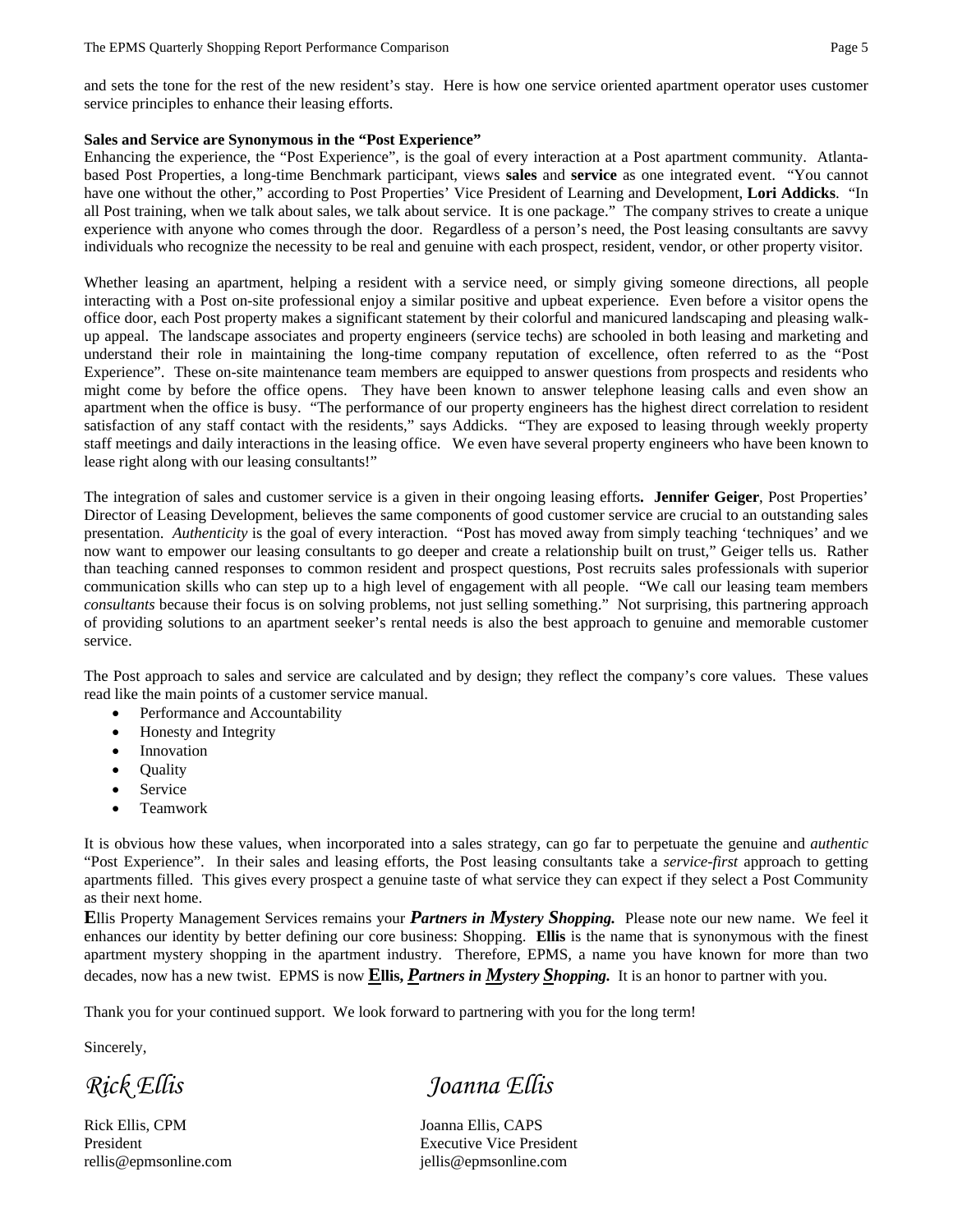and sets the tone for the rest of the new resident's stay. Here is how one service oriented apartment operator uses customer service principles to enhance their leasing efforts.

**Sales and Service are Synonymous in the "Post Experience"**

Enhancing the experience, the "Post Experience", is the goal of every interaction at a Post apartment community. Atlanta-based Post Properties, a long-time Benchmark participant, views **sales** and **service** as one integrated event. "You cannot have one without the other," according to Post Properties' Vice President of Learning and Development, **Lori Addicks**. "In all Post training, when we talk about sales, we talk about service. It is one package." The company strives to create a unique experience with anyone who comes through the door. Regardless of a person's need, the Post leasing consultants are savvy individuals who recognize the necessity to be real and genuine with each prospect, resident, vendor, or other property visitor.

Whether leasing an apartment, helping a resident with a service need, or simply giving someone directions, all people interacting with a Post on-site professional enjoy a similar positive and upbeat experience. Even before a visitor opens the office door, each Post property makes a significant statement by their colorful and manicured landscaping and pleasing walk-up appeal. The landscape associates and property engineers (service techs) are schooled in both leasing and marketing and understand their role in maintaining the long-time company reputation of excellence, often referred to as the "Post Experience". These on-site maintenance team members are equipped to answer questions from prospects and residents who might come by before the office opens. They have been known to answer telephone leasing calls and even show an apartment when the office is busy. "The performance of our property engineers has the highest direct correlation to resident satisfaction of any staff contact with the residents," says Addicks. "They are exposed to leasing through weekly property staff meetings and daily interactions in the leasing office. We even have several property engineers who have been known to lease right along with our leasing consultants!"

The integration of sales and customer service is a given in their ongoing leasing efforts**.** **Jennifer Geiger**, Post Properties' Director of Leasing Development, believes the same components of good customer service are crucial to an outstanding sales presentation. *Authenticity* is the goal of every interaction. "Post has moved away from simply teaching 'techniques' and we now want to empower our leasing consultants to go deeper and create a relationship built on trust," Geiger tells us. Rather than teaching canned responses to common resident and prospect questions, Post recruits sales professionals with superior communication skills who can step up to a high level of engagement with all people. "We call our leasing team members *consultants* because their focus is on solving problems, not just selling something." Not surprising, this partnering approach of providing solutions to an apartment seeker's rental needs is also the best approach to genuine and memorable customer service.

The Post approach to sales and service are calculated and by design; they reflect the company's core values. These values read like the main points of a customer service manual.

- Performance and Accountability
- Honesty and Integrity
- Innovation
- Quality
- Service
- Teamwork

It is obvious how these values, when incorporated into a sales strategy, can go far to perpetuate the genuine and *authentic* "Post Experience". In their sales and leasing efforts, the Post leasing consultants take a *service-first* approach to getting apartments filled. This gives every prospect a genuine taste of what service they can expect if they select a Post Community as their next home.

**E**llis Property Management Services remains your ***Partners in Mystery Shopping.*** Please note our new name. We feel it enhances our identity by better defining our core business: Shopping. **Ellis** is the name that is synonymous with the finest apartment mystery shopping in the apartment industry. Therefore, EPMS, a name you have known for more than two decades, now has a new twist. EPMS is now **Ellis, *Partners in Mystery Shopping.*** It is an honor to partner with you.

Thank you for your continued support. We look forward to partnering with you for the long term!

Sincerely,

*Rick Ellis*

Rick Ellis, CPM
President
rellis@epmsonline.com

*Joanna Ellis*

Joanna Ellis, CAPS
Executive Vice President
jellis@epmsonline.com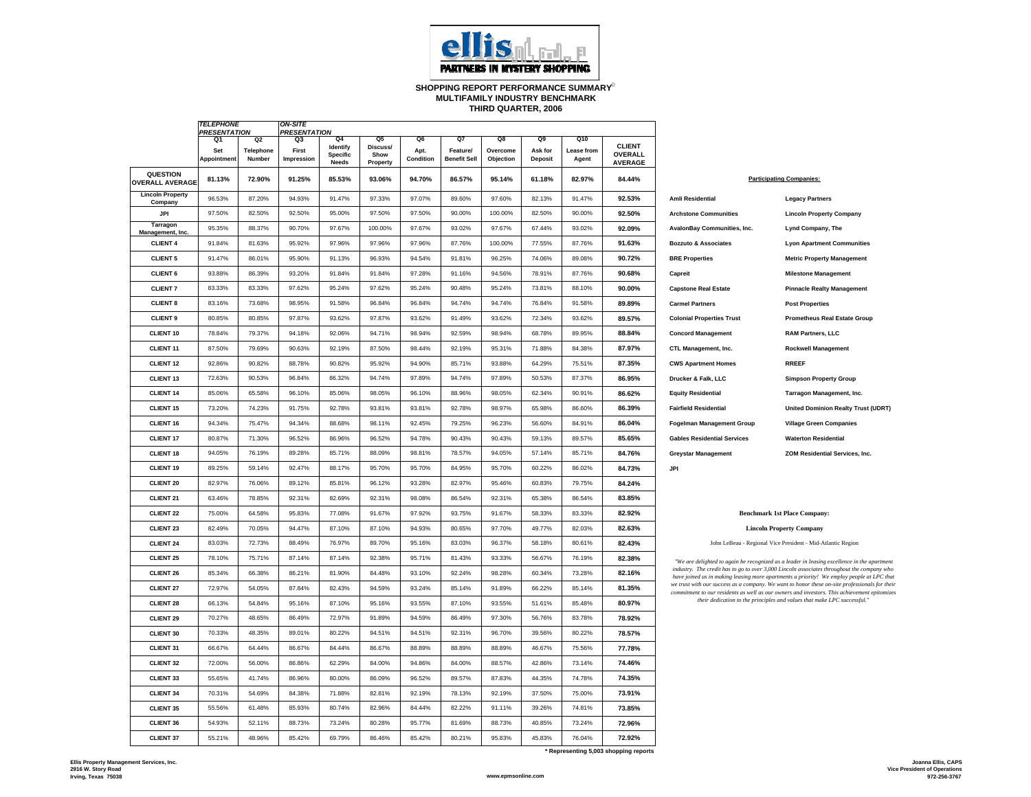ellis PARTNERS IN MYSTERY SHOPPING

**SHOPPING REPORT PERFORMANCE SUMMARY©**
**MULTIFAMILY INDUSTRY BENCHMARK**
**THIRD QUARTER, 2006**

| | TELEPHONE PRESENTATION | | ON-SITE PRESENTATION | | | | | | | | |
|---|---|---|---|---|---|---|---|---|---|---|---|
| | Q1 Set Appointment | Q2 Telephone Number | Q3 First Impression | Q4 Identify Specific Needs | Q5 Discuss/ Show Property | Q6 Apt. Condition | Q7 Feature/ Benefit Sell | Q8 Overcome Objection | Q9 Ask for Deposit | Q10 Lease from Agent | CLIENT OVERALL AVERAGE |
| **QUESTION OVERALL AVERAGE** | **81.13%** | **72.90%** | **91.25%** | **85.53%** | **93.06%** | **94.70%** | **86.57%** | **95.14%** | **61.18%** | **82.97%** | **84.44%** |
| **Lincoln Property Company** | 96.53% | 87.20% | 94.93% | 91.47% | 97.33% | 97.07% | 89.60% | 97.60% | 82.13% | 91.47% | **92.53%** |
| **JPI** | 97.50% | 82.50% | 92.50% | 95.00% | 97.50% | 97.50% | 90.00% | 100.00% | 82.50% | 90.00% | **92.50%** |
| **Tarragon Management, Inc.** | 95.35% | 88.37% | 90.70% | 97.67% | 100.00% | 97.67% | 93.02% | 97.67% | 67.44% | 93.02% | **92.09%** |
| **CLIENT 4** | 91.84% | 81.63% | 95.92% | 97.96% | 97.96% | 97.96% | 87.76% | 100.00% | 77.55% | 87.76% | **91.63%** |
| **CLIENT 5** | 91.47% | 86.01% | 95.90% | 91.13% | 96.93% | 94.54% | 91.81% | 96.25% | 74.06% | 89.08% | **90.72%** |
| **CLIENT 6** | 93.88% | 86.39% | 93.20% | 91.84% | 91.84% | 97.28% | 91.16% | 94.56% | 78.91% | 87.76% | **90.68%** |
| **CLIENT 7** | 83.33% | 83.33% | 97.62% | 95.24% | 97.62% | 95.24% | 90.48% | 95.24% | 73.81% | 88.10% | **90.00%** |
| **CLIENT 8** | 83.16% | 73.68% | 98.95% | 91.58% | 96.84% | 96.84% | 94.74% | 94.74% | 76.84% | 91.58% | **89.89%** |
| **CLIENT 9** | 80.85% | 80.85% | 97.87% | 93.62% | 97.87% | 93.62% | 91.49% | 93.62% | 72.34% | 93.62% | **89.57%** |
| **CLIENT 10** | 78.84% | 79.37% | 94.18% | 92.06% | 94.71% | 98.94% | 92.59% | 98.94% | 68.78% | 89.95% | **88.84%** |
| **CLIENT 11** | 87.50% | 79.69% | 90.63% | 92.19% | 87.50% | 98.44% | 92.19% | 95.31% | 71.88% | 84.38% | **87.97%** |
| **CLIENT 12** | 92.86% | 90.82% | 88.78% | 90.82% | 95.92% | 94.90% | 85.71% | 93.88% | 64.29% | 75.51% | **87.35%** |
| **CLIENT 13** | 72.63% | 90.53% | 96.84% | 86.32% | 94.74% | 97.89% | 94.74% | 97.89% | 50.53% | 87.37% | **86.95%** |
| **CLIENT 14** | 85.06% | 65.58% | 96.10% | 85.06% | 98.05% | 96.10% | 88.96% | 98.05% | 62.34% | 90.91% | **86.62%** |
| **CLIENT 15** | 73.20% | 74.23% | 91.75% | 92.78% | 93.81% | 93.81% | 92.78% | 98.97% | 65.98% | 86.60% | **86.39%** |
| **CLIENT 16** | 94.34% | 75.47% | 94.34% | 88.68% | 98.11% | 92.45% | 79.25% | 96.23% | 56.60% | 84.91% | **86.04%** |
| **CLIENT 17** | 80.87% | 71.30% | 96.52% | 86.96% | 96.52% | 94.78% | 90.43% | 90.43% | 59.13% | 89.57% | **85.65%** |
| **CLIENT 18** | 94.05% | 76.19% | 89.28% | 85.71% | 88.09% | 98.81% | 78.57% | 94.05% | 57.14% | 85.71% | **84.76%** |
| **CLIENT 19** | 89.25% | 59.14% | 92.47% | 88.17% | 95.70% | 95.70% | 84.95% | 95.70% | 60.22% | 86.02% | **84.73%** |
| **CLIENT 20** | 82.97% | 76.06% | 89.12% | 85.81% | 96.12% | 93.28% | 82.97% | 95.46% | 60.83% | 79.75% | **84.24%** |
| **CLIENT 21** | 63.46% | 78.85% | 92.31% | 82.69% | 92.31% | 98.08% | 86.54% | 92.31% | 65.38% | 86.54% | **83.85%** |
| **CLIENT 22** | 75.00% | 64.58% | 95.83% | 77.08% | 91.67% | 97.92% | 93.75% | 91.67% | 58.33% | 83.33% | **82.92%** |
| **CLIENT 23** | 82.49% | 70.05% | 94.47% | 87.10% | 87.10% | 94.93% | 80.65% | 97.70% | 49.77% | 82.03% | **82.63%** |
| **CLIENT 24** | 83.03% | 72.73% | 88.49% | 76.97% | 89.70% | 95.16% | 83.03% | 96.37% | 58.18% | 80.61% | **82.43%** |
| **CLIENT 25** | 78.10% | 75.71% | 87.14% | 87.14% | 92.38% | 95.71% | 81.43% | 93.33% | 56.67% | 76.19% | **82.38%** |
| **CLIENT 26** | 85.34% | 66.38% | 86.21% | 81.90% | 84.48% | 93.10% | 92.24% | 98.28% | 60.34% | 73.28% | **82.16%** |
| **CLIENT 27** | 72.97% | 54.05% | 87.84% | 82.43% | 94.59% | 93.24% | 85.14% | 91.89% | 66.22% | 85.14% | **81.35%** |
| **CLIENT 28** | 66.13% | 54.84% | 95.16% | 87.10% | 95.16% | 93.55% | 87.10% | 93.55% | 51.61% | 85.48% | **80.97%** |
| **CLIENT 29** | 70.27% | 48.65% | 86.49% | 72.97% | 91.89% | 94.59% | 86.49% | 97.30% | 56.76% | 83.78% | **78.92%** |
| **CLIENT 30** | 70.33% | 48.35% | 89.01% | 80.22% | 94.51% | 94.51% | 92.31% | 96.70% | 39.56% | 80.22% | **78.57%** |
| **CLIENT 31** | 66.67% | 64.44% | 86.67% | 84.44% | 86.67% | 88.89% | 88.89% | 88.89% | 46.67% | 75.56% | **77.78%** |
| **CLIENT 32** | 72.00% | 56.00% | 86.86% | 62.29% | 84.00% | 94.86% | 84.00% | 88.57% | 42.86% | 73.14% | **74.46%** |
| **CLIENT 33** | 55.65% | 41.74% | 86.96% | 80.00% | 86.09% | 96.52% | 89.57% | 87.83% | 44.35% | 74.78% | **74.35%** |
| **CLIENT 34** | 70.31% | 54.69% | 84.38% | 71.88% | 82.81% | 92.19% | 78.13% | 92.19% | 37.50% | 75.00% | **73.91%** |
| **CLIENT 35** | 55.56% | 61.48% | 85.93% | 80.74% | 82.96% | 84.44% | 82.22% | 91.11% | 39.26% | 74.81% | **73.85%** |
| **CLIENT 36** | 54.93% | 52.11% | 88.73% | 73.24% | 80.28% | 95.77% | 81.69% | 88.73% | 40.85% | 73.24% | **72.96%** |
| **CLIENT 37** | 55.21% | 48.96% | 85.42% | 69.79% | 86.46% | 85.42% | 80.21% | 95.83% | 45.83% | 76.04% | **72.92%** |

**\* Representing 5,003 shopping reports**

**Participating Companies:**

| | |
|---|---|
| **Amli Residential** | **Legacy Partners** |
| **Archstone Communities** | **Lincoln Property Company** |
| **AvalonBay Communities, Inc.** | **Lynd Company, The** |
| **Bozzuto & Associates** | **Lyon Apartment Communities** |
| **BRE Properties** | **Metric Property Management** |
| **Capreit** | **Milestone Management** |
| **Capstone Real Estate** | **Pinnacle Realty Management** |
| **Carmel Partners** | **Post Properties** |
| **Colonial Properties Trust** | **Prometheus Real Estate Group** |
| **Concord Management** | **RAM Partners, LLC** |
| **CTL Management, Inc.** | **Rockwell Management** |
| **CWS Apartment Homes** | **RREEF** |
| **Drucker & Falk, LLC** | **Simpson Property Group** |
| **Equity Residential** | **Tarragon Management, Inc.** |
| **Fairfield Residential** | **United Dominion Realty Trust (UDRT)** |
| **Fogelman Management Group** | **Village Green Companies** |
| **Gables Residential Services** | **Waterton Residential** |
| **Greystar Management** | **ZOM Residential Services, Inc.** |
| **JPI** | |

**Benchmark 1st Place Company:**

**Lincoln Property Company**

John LeBeau - Regional Vice President - Mid-Atlantic Region

*"We are delighted to again be recognized as a leader in leasing excellence in the apartment industry. The credit has to go to over 3,000 Lincoln associates throughout the company who have joined us in making leasing more apartments a priority! We employ people at LPC that we trust with our success as a company. We want to honor these on-site professionals for their commitment to our residents as well as our owners and investors. This achievement epitomizes their dedication to the principles and values that make LPC successful."*

**Ellis Property Management Services, Inc.**
**2916 W. Story Road**
**Irving, Texas 75038**

**www.epmsonline.com**

**Joanna Ellis, CAPS**
**Vice President of Operations**
**972-256-3767**